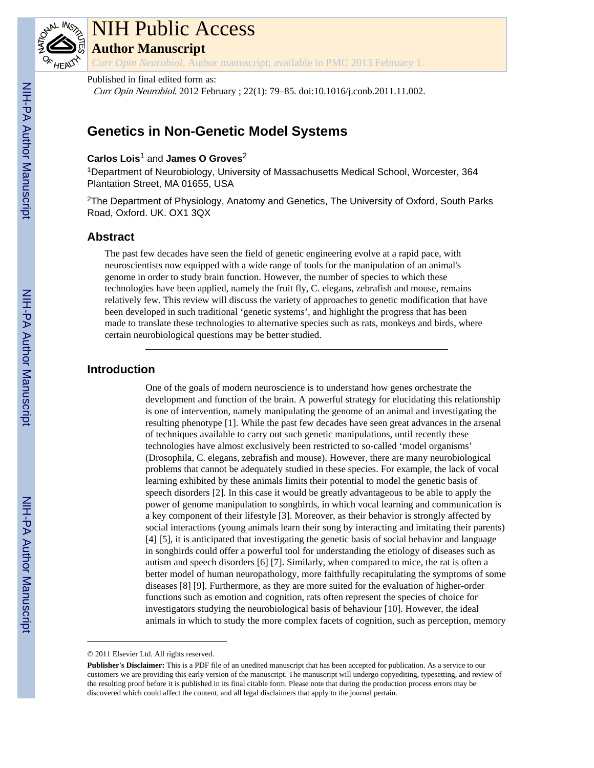# NIH Public Access

## Author Manuscript

*Curr Opin Neurobiol*. Author manuscript; available in PMC 2013 February 1.

Published in final edited form as:

*Curr Opin Neurobiol*. 2012 February ; 22(1): 79–85. doi:10.1016/j.conb.2011.11.002.

# Genetics in Non-Genetic Model Systems

**Carlos Lois**[1] and **James O Groves**[2]

[1]Department of Neurobiology, University of Massachusetts Medical School, Worcester, 364 Plantation Street, MA 01655, USA

[2]The Department of Physiology, Anatomy and Genetics, The University of Oxford, South Parks Road, Oxford. UK. OX1 3QX

## Abstract

The past few decades have seen the field of genetic engineering evolve at a rapid pace, with neuroscientists now equipped with a wide range of tools for the manipulation of an animal's genome in order to study brain function. However, the number of species to which these technologies have been applied, namely the fruit fly, C. elegans, zebrafish and mouse, remains relatively few. This review will discuss the variety of approaches to genetic modification that have been developed in such traditional 'genetic systems', and highlight the progress that has been made to translate these technologies to alternative species such as rats, monkeys and birds, where certain neurobiological questions may be better studied.

## Introduction

One of the goals of modern neuroscience is to understand how genes orchestrate the development and function of the brain. A powerful strategy for elucidating this relationship is one of intervention, namely manipulating the genome of an animal and investigating the resulting phenotype [1]. While the past few decades have seen great advances in the arsenal of techniques available to carry out such genetic manipulations, until recently these technologies have almost exclusively been restricted to so-called 'model organisms' (Drosophila, C. elegans, zebrafish and mouse). However, there are many neurobiological problems that cannot be adequately studied in these species. For example, the lack of vocal learning exhibited by these animals limits their potential to model the genetic basis of speech disorders [2]. In this case it would be greatly advantageous to be able to apply the power of genome manipulation to songbirds, in which vocal learning and communication is a key component of their lifestyle [3]. Moreover, as their behavior is strongly affected by social interactions (young animals learn their song by interacting and imitating their parents) [4] [5], it is anticipated that investigating the genetic basis of social behavior and language in songbirds could offer a powerful tool for understanding the etiology of diseases such as autism and speech disorders [6] [7]. Similarly, when compared to mice, the rat is often a better model of human neuropathology, more faithfully recapitulating the symptoms of some diseases [8] [9]. Furthermore, as they are more suited for the evaluation of higher-order functions such as emotion and cognition, rats often represent the species of choice for investigators studying the neurobiological basis of behaviour [10]. However, the ideal animals in which to study the more complex facets of cognition, such as perception, memory

© 2011 Elsevier Ltd. All rights reserved.

**Publisher's Disclaimer:** This is a PDF file of an unedited manuscript that has been accepted for publication. As a service to our customers we are providing this early version of the manuscript. The manuscript will undergo copyediting, typesetting, and review of the resulting proof before it is published in its final citable form. Please note that during the production process errors may be discovered which could affect the content, and all legal disclaimers that apply to the journal pertain.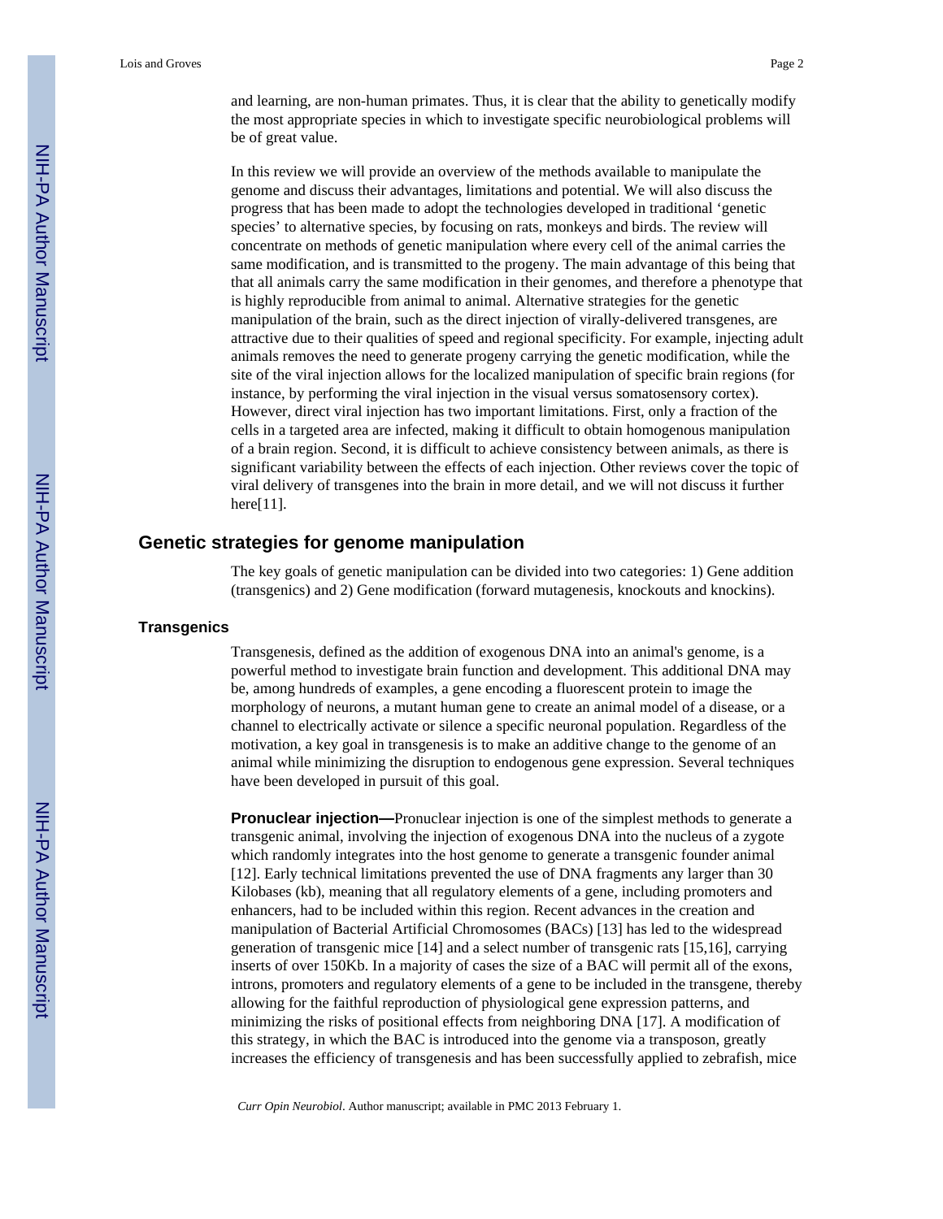and learning, are non-human primates. Thus, it is clear that the ability to genetically modify the most appropriate species in which to investigate specific neurobiological problems will be of great value.

In this review we will provide an overview of the methods available to manipulate the genome and discuss their advantages, limitations and potential. We will also discuss the progress that has been made to adopt the technologies developed in traditional 'genetic species' to alternative species, by focusing on rats, monkeys and birds. The review will concentrate on methods of genetic manipulation where every cell of the animal carries the same modification, and is transmitted to the progeny. The main advantage of this being that that all animals carry the same modification in their genomes, and therefore a phenotype that is highly reproducible from animal to animal. Alternative strategies for the genetic manipulation of the brain, such as the direct injection of virally-delivered transgenes, are attractive due to their qualities of speed and regional specificity. For example, injecting adult animals removes the need to generate progeny carrying the genetic modification, while the site of the viral injection allows for the localized manipulation of specific brain regions (for instance, by performing the viral injection in the visual versus somatosensory cortex). However, direct viral injection has two important limitations. First, only a fraction of the cells in a targeted area are infected, making it difficult to obtain homogenous manipulation of a brain region. Second, it is difficult to achieve consistency between animals, as there is significant variability between the effects of each injection. Other reviews cover the topic of viral delivery of transgenes into the brain in more detail, and we will not discuss it further here[11].

## Genetic strategies for genome manipulation

The key goals of genetic manipulation can be divided into two categories: 1) Gene addition (transgenics) and 2) Gene modification (forward mutagenesis, knockouts and knockins).

### Transgenics

Transgenesis, defined as the addition of exogenous DNA into an animal's genome, is a powerful method to investigate brain function and development. This additional DNA may be, among hundreds of examples, a gene encoding a fluorescent protein to image the morphology of neurons, a mutant human gene to create an animal model of a disease, or a channel to electrically activate or silence a specific neuronal population. Regardless of the motivation, a key goal in transgenesis is to make an additive change to the genome of an animal while minimizing the disruption to endogenous gene expression. Several techniques have been developed in pursuit of this goal.

**Pronuclear injection—**Pronuclear injection is one of the simplest methods to generate a transgenic animal, involving the injection of exogenous DNA into the nucleus of a zygote which randomly integrates into the host genome to generate a transgenic founder animal [12]. Early technical limitations prevented the use of DNA fragments any larger than 30 Kilobases (kb), meaning that all regulatory elements of a gene, including promoters and enhancers, had to be included within this region. Recent advances in the creation and manipulation of Bacterial Artificial Chromosomes (BACs) [13] has led to the widespread generation of transgenic mice [14] and a select number of transgenic rats [15,16], carrying inserts of over 150Kb. In a majority of cases the size of a BAC will permit all of the exons, introns, promoters and regulatory elements of a gene to be included in the transgene, thereby allowing for the faithful reproduction of physiological gene expression patterns, and minimizing the risks of positional effects from neighboring DNA [17]. A modification of this strategy, in which the BAC is introduced into the genome via a transposon, greatly increases the efficiency of transgenesis and has been successfully applied to zebrafish, mice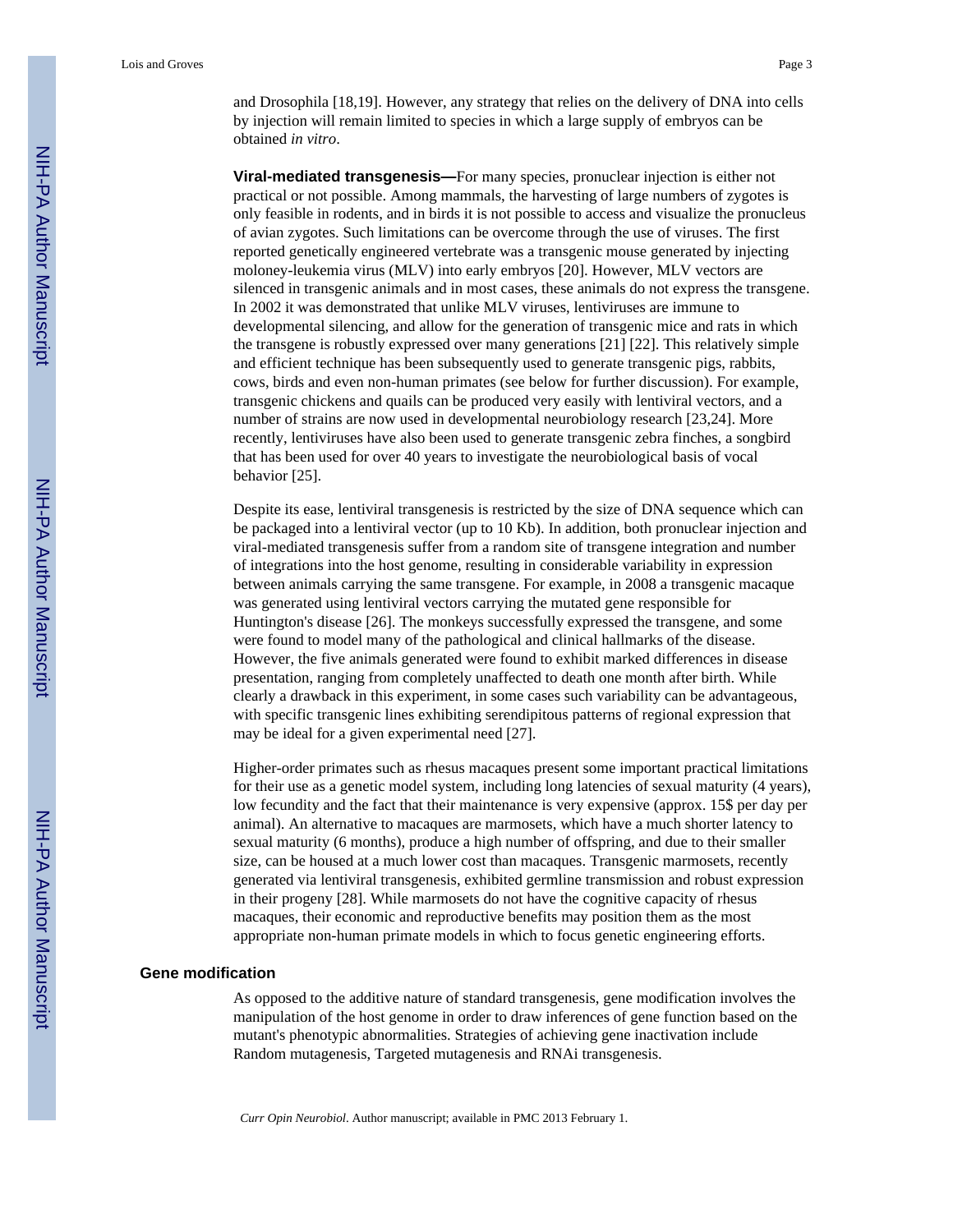and Drosophila [18,19]. However, any strategy that relies on the delivery of DNA into cells by injection will remain limited to species in which a large supply of embryos can be obtained *in vitro*.

**Viral-mediated transgenesis—**For many species, pronuclear injection is either not practical or not possible. Among mammals, the harvesting of large numbers of zygotes is only feasible in rodents, and in birds it is not possible to access and visualize the pronucleus of avian zygotes. Such limitations can be overcome through the use of viruses. The first reported genetically engineered vertebrate was a transgenic mouse generated by injecting moloney-leukemia virus (MLV) into early embryos [20]. However, MLV vectors are silenced in transgenic animals and in most cases, these animals do not express the transgene. In 2002 it was demonstrated that unlike MLV viruses, lentiviruses are immune to developmental silencing, and allow for the generation of transgenic mice and rats in which the transgene is robustly expressed over many generations [21] [22]. This relatively simple and efficient technique has been subsequently used to generate transgenic pigs, rabbits, cows, birds and even non-human primates (see below for further discussion). For example, transgenic chickens and quails can be produced very easily with lentiviral vectors, and a number of strains are now used in developmental neurobiology research [23,24]. More recently, lentiviruses have also been used to generate transgenic zebra finches, a songbird that has been used for over 40 years to investigate the neurobiological basis of vocal behavior [25].

Despite its ease, lentiviral transgenesis is restricted by the size of DNA sequence which can be packaged into a lentiviral vector (up to 10 Kb). In addition, both pronuclear injection and viral-mediated transgenesis suffer from a random site of transgene integration and number of integrations into the host genome, resulting in considerable variability in expression between animals carrying the same transgene. For example, in 2008 a transgenic macaque was generated using lentiviral vectors carrying the mutated gene responsible for Huntington's disease [26]. The monkeys successfully expressed the transgene, and some were found to model many of the pathological and clinical hallmarks of the disease. However, the five animals generated were found to exhibit marked differences in disease presentation, ranging from completely unaffected to death one month after birth. While clearly a drawback in this experiment, in some cases such variability can be advantageous, with specific transgenic lines exhibiting serendipitous patterns of regional expression that may be ideal for a given experimental need [27].

Higher-order primates such as rhesus macaques present some important practical limitations for their use as a genetic model system, including long latencies of sexual maturity (4 years), low fecundity and the fact that their maintenance is very expensive (approx. 15$ per day per animal). An alternative to macaques are marmosets, which have a much shorter latency to sexual maturity (6 months), produce a high number of offspring, and due to their smaller size, can be housed at a much lower cost than macaques. Transgenic marmosets, recently generated via lentiviral transgenesis, exhibited germline transmission and robust expression in their progeny [28]. While marmosets do not have the cognitive capacity of rhesus macaques, their economic and reproductive benefits may position them as the most appropriate non-human primate models in which to focus genetic engineering efforts.

## Gene modification

As opposed to the additive nature of standard transgenesis, gene modification involves the manipulation of the host genome in order to draw inferences of gene function based on the mutant's phenotypic abnormalities. Strategies of achieving gene inactivation include Random mutagenesis, Targeted mutagenesis and RNAi transgenesis.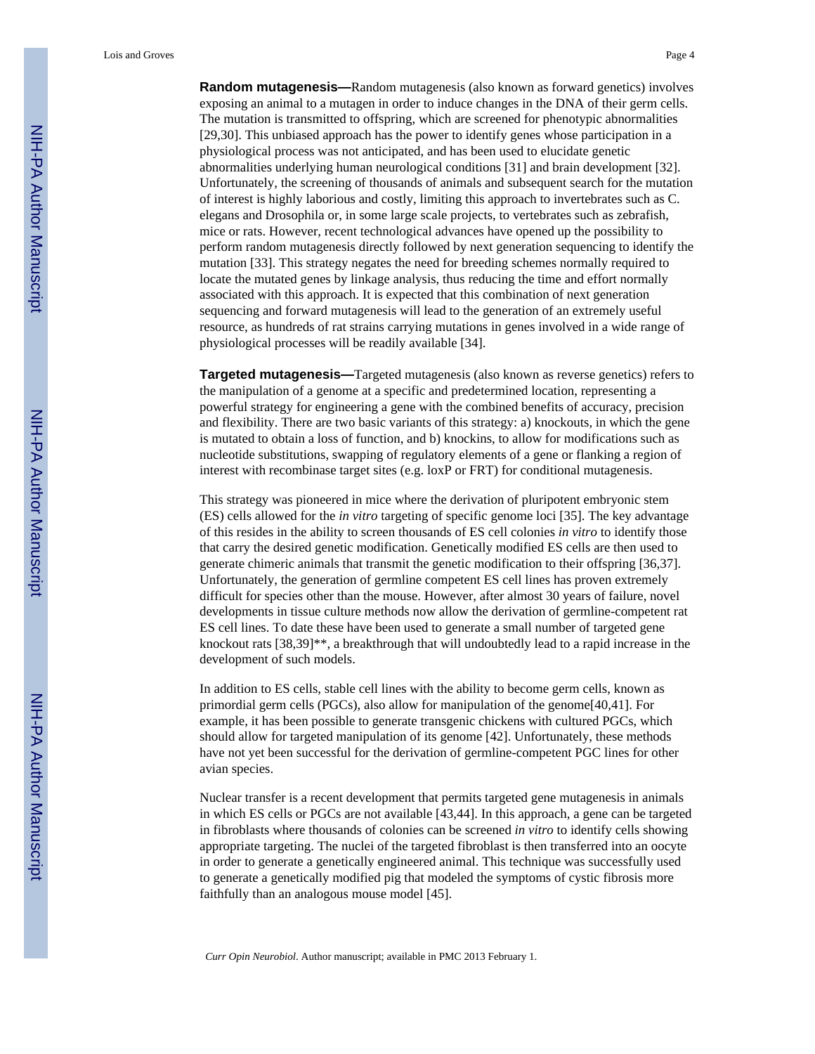**Random mutagenesis—**Random mutagenesis (also known as forward genetics) involves exposing an animal to a mutagen in order to induce changes in the DNA of their germ cells. The mutation is transmitted to offspring, which are screened for phenotypic abnormalities [29,30]. This unbiased approach has the power to identify genes whose participation in a physiological process was not anticipated, and has been used to elucidate genetic abnormalities underlying human neurological conditions [31] and brain development [32]. Unfortunately, the screening of thousands of animals and subsequent search for the mutation of interest is highly laborious and costly, limiting this approach to invertebrates such as C. elegans and Drosophila or, in some large scale projects, to vertebrates such as zebrafish, mice or rats. However, recent technological advances have opened up the possibility to perform random mutagenesis directly followed by next generation sequencing to identify the mutation [33]. This strategy negates the need for breeding schemes normally required to locate the mutated genes by linkage analysis, thus reducing the time and effort normally associated with this approach. It is expected that this combination of next generation sequencing and forward mutagenesis will lead to the generation of an extremely useful resource, as hundreds of rat strains carrying mutations in genes involved in a wide range of physiological processes will be readily available [34].

**Targeted mutagenesis—**Targeted mutagenesis (also known as reverse genetics) refers to the manipulation of a genome at a specific and predetermined location, representing a powerful strategy for engineering a gene with the combined benefits of accuracy, precision and flexibility. There are two basic variants of this strategy: a) knockouts, in which the gene is mutated to obtain a loss of function, and b) knockins, to allow for modifications such as nucleotide substitutions, swapping of regulatory elements of a gene or flanking a region of interest with recombinase target sites (e.g. loxP or FRT) for conditional mutagenesis.

This strategy was pioneered in mice where the derivation of pluripotent embryonic stem (ES) cells allowed for the *in vitro* targeting of specific genome loci [35]. The key advantage of this resides in the ability to screen thousands of ES cell colonies *in vitro* to identify those that carry the desired genetic modification. Genetically modified ES cells are then used to generate chimeric animals that transmit the genetic modification to their offspring [36,37]. Unfortunately, the generation of germline competent ES cell lines has proven extremely difficult for species other than the mouse. However, after almost 30 years of failure, novel developments in tissue culture methods now allow the derivation of germline-competent rat ES cell lines. To date these have been used to generate a small number of targeted gene knockout rats [38,39]**, a breakthrough that will undoubtedly lead to a rapid increase in the development of such models.

In addition to ES cells, stable cell lines with the ability to become germ cells, known as primordial germ cells (PGCs), also allow for manipulation of the genome[40,41]. For example, it has been possible to generate transgenic chickens with cultured PGCs, which should allow for targeted manipulation of its genome [42]. Unfortunately, these methods have not yet been successful for the derivation of germline-competent PGC lines for other avian species.

Nuclear transfer is a recent development that permits targeted gene mutagenesis in animals in which ES cells or PGCs are not available [43,44]. In this approach, a gene can be targeted in fibroblasts where thousands of colonies can be screened *in vitro* to identify cells showing appropriate targeting. The nuclei of the targeted fibroblast is then transferred into an oocyte in order to generate a genetically engineered animal. This technique was successfully used to generate a genetically modified pig that modeled the symptoms of cystic fibrosis more faithfully than an analogous mouse model [45].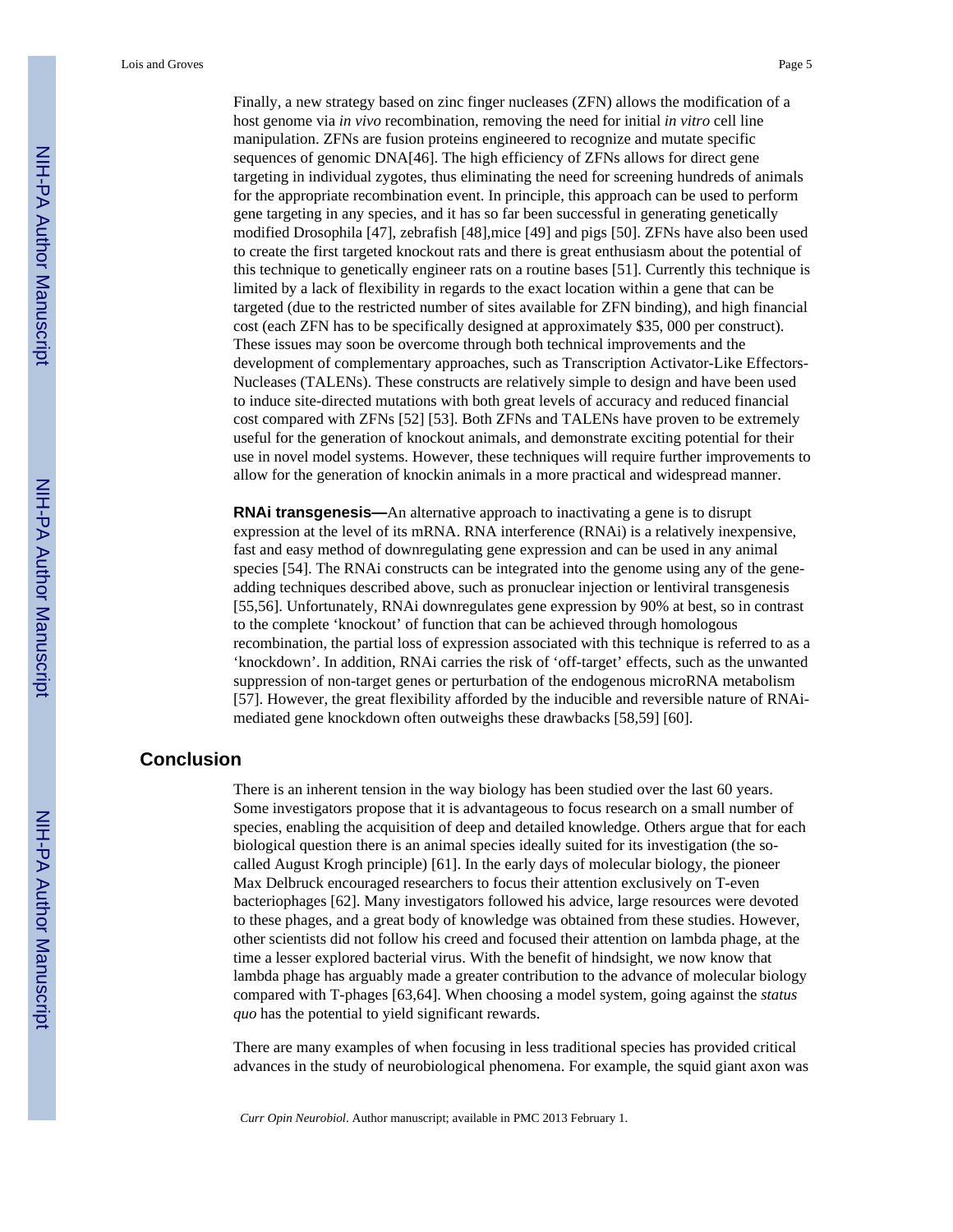Finally, a new strategy based on zinc finger nucleases (ZFN) allows the modification of a host genome via *in vivo* recombination, removing the need for initial *in vitro* cell line manipulation. ZFNs are fusion proteins engineered to recognize and mutate specific sequences of genomic DNA[46]. The high efficiency of ZFNs allows for direct gene targeting in individual zygotes, thus eliminating the need for screening hundreds of animals for the appropriate recombination event. In principle, this approach can be used to perform gene targeting in any species, and it has so far been successful in generating genetically modified Drosophila [47], zebrafish [48],mice [49] and pigs [50]. ZFNs have also been used to create the first targeted knockout rats and there is great enthusiasm about the potential of this technique to genetically engineer rats on a routine bases [51]. Currently this technique is limited by a lack of flexibility in regards to the exact location within a gene that can be targeted (due to the restricted number of sites available for ZFN binding), and high financial cost (each ZFN has to be specifically designed at approximately $35, 000 per construct). These issues may soon be overcome through both technical improvements and the development of complementary approaches, such as Transcription Activator-Like Effectors-Nucleases (TALENs). These constructs are relatively simple to design and have been used to induce site-directed mutations with both great levels of accuracy and reduced financial cost compared with ZFNs [52] [53]. Both ZFNs and TALENs have proven to be extremely useful for the generation of knockout animals, and demonstrate exciting potential for their use in novel model systems. However, these techniques will require further improvements to allow for the generation of knockin animals in a more practical and widespread manner.

**RNAi transgenesis—**An alternative approach to inactivating a gene is to disrupt expression at the level of its mRNA. RNA interference (RNAi) is a relatively inexpensive, fast and easy method of downregulating gene expression and can be used in any animal species [54]. The RNAi constructs can be integrated into the genome using any of the gene-adding techniques described above, such as pronuclear injection or lentiviral transgenesis [55,56]. Unfortunately, RNAi downregulates gene expression by 90% at best, so in contrast to the complete 'knockout' of function that can be achieved through homologous recombination, the partial loss of expression associated with this technique is referred to as a 'knockdown'. In addition, RNAi carries the risk of 'off-target' effects, such as the unwanted suppression of non-target genes or perturbation of the endogenous microRNA metabolism [57]. However, the great flexibility afforded by the inducible and reversible nature of RNAi-mediated gene knockdown often outweighs these drawbacks [58,59] [60].

## Conclusion

There is an inherent tension in the way biology has been studied over the last 60 years. Some investigators propose that it is advantageous to focus research on a small number of species, enabling the acquisition of deep and detailed knowledge. Others argue that for each biological question there is an animal species ideally suited for its investigation (the so-called August Krogh principle) [61]. In the early days of molecular biology, the pioneer Max Delbruck encouraged researchers to focus their attention exclusively on T-even bacteriophages [62]. Many investigators followed his advice, large resources were devoted to these phages, and a great body of knowledge was obtained from these studies. However, other scientists did not follow his creed and focused their attention on lambda phage, at the time a lesser explored bacterial virus. With the benefit of hindsight, we now know that lambda phage has arguably made a greater contribution to the advance of molecular biology compared with T-phages [63,64]. When choosing a model system, going against the *status quo* has the potential to yield significant rewards.

There are many examples of when focusing in less traditional species has provided critical advances in the study of neurobiological phenomena. For example, the squid giant axon was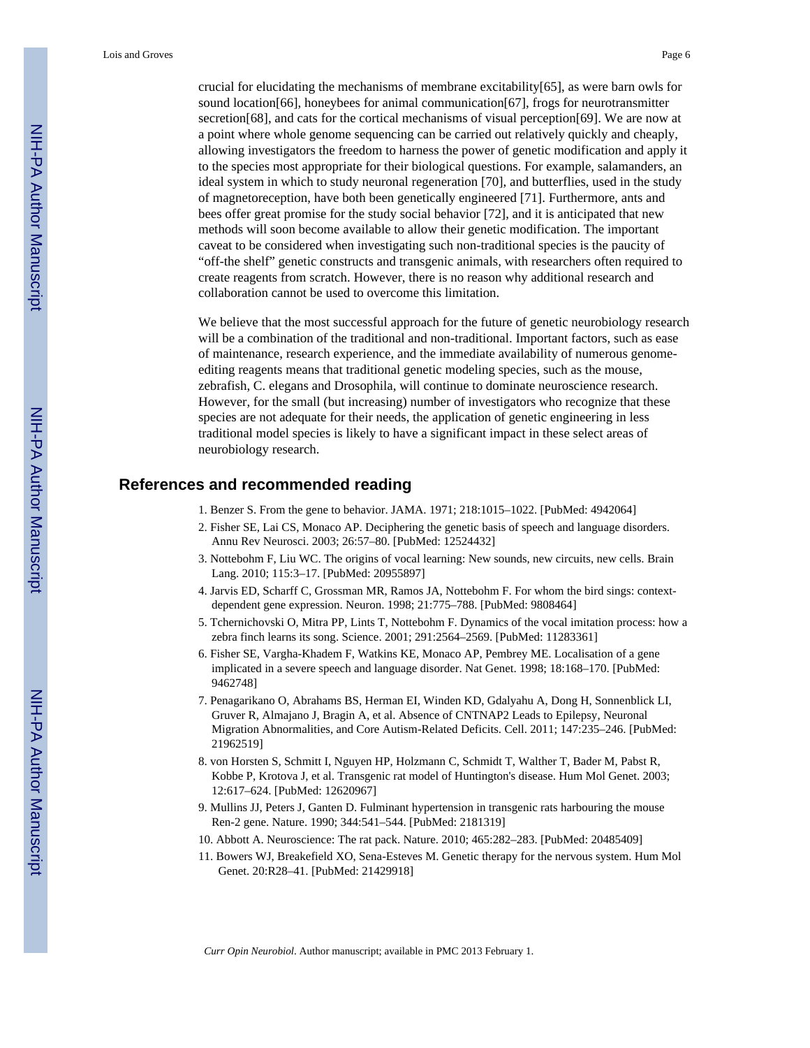crucial for elucidating the mechanisms of membrane excitability[65], as were barn owls for sound location[66], honeybees for animal communication[67], frogs for neurotransmitter secretion[68], and cats for the cortical mechanisms of visual perception[69]. We are now at a point where whole genome sequencing can be carried out relatively quickly and cheaply, allowing investigators the freedom to harness the power of genetic modification and apply it to the species most appropriate for their biological questions. For example, salamanders, an ideal system in which to study neuronal regeneration [70], and butterflies, used in the study of magnetoreception, have both been genetically engineered [71]. Furthermore, ants and bees offer great promise for the study social behavior [72], and it is anticipated that new methods will soon become available to allow their genetic modification. The important caveat to be considered when investigating such non-traditional species is the paucity of "off-the shelf" genetic constructs and transgenic animals, with researchers often required to create reagents from scratch. However, there is no reason why additional research and collaboration cannot be used to overcome this limitation.

We believe that the most successful approach for the future of genetic neurobiology research will be a combination of the traditional and non-traditional. Important factors, such as ease of maintenance, research experience, and the immediate availability of numerous genome-editing reagents means that traditional genetic modeling species, such as the mouse, zebrafish, C. elegans and Drosophila, will continue to dominate neuroscience research. However, for the small (but increasing) number of investigators who recognize that these species are not adequate for their needs, the application of genetic engineering in less traditional model species is likely to have a significant impact in these select areas of neurobiology research.

## References and recommended reading

1. Benzer S. From the gene to behavior. JAMA. 1971; 218:1015–1022. [PubMed: 4942064]
2. Fisher SE, Lai CS, Monaco AP. Deciphering the genetic basis of speech and language disorders. Annu Rev Neurosci. 2003; 26:57–80. [PubMed: 12524432]
3. Nottebohm F, Liu WC. The origins of vocal learning: New sounds, new circuits, new cells. Brain Lang. 2010; 115:3–17. [PubMed: 20955897]
4. Jarvis ED, Scharff C, Grossman MR, Ramos JA, Nottebohm F. For whom the bird sings: context-dependent gene expression. Neuron. 1998; 21:775–788. [PubMed: 9808464]
5. Tchernichovski O, Mitra PP, Lints T, Nottebohm F. Dynamics of the vocal imitation process: how a zebra finch learns its song. Science. 2001; 291:2564–2569. [PubMed: 11283361]
6. Fisher SE, Vargha-Khadem F, Watkins KE, Monaco AP, Pembrey ME. Localisation of a gene implicated in a severe speech and language disorder. Nat Genet. 1998; 18:168–170. [PubMed: 9462748]
7. Penagarikano O, Abrahams BS, Herman EI, Winden KD, Gdalyahu A, Dong H, Sonnenblick LI, Gruver R, Almajano J, Bragin A, et al. Absence of CNTNAP2 Leads to Epilepsy, Neuronal Migration Abnormalities, and Core Autism-Related Deficits. Cell. 2011; 147:235–246. [PubMed: 21962519]
8. von Horsten S, Schmitt I, Nguyen HP, Holzmann C, Schmidt T, Walther T, Bader M, Pabst R, Kobbe P, Krotova J, et al. Transgenic rat model of Huntington's disease. Hum Mol Genet. 2003; 12:617–624. [PubMed: 12620967]
9. Mullins JJ, Peters J, Ganten D. Fulminant hypertension in transgenic rats harbouring the mouse Ren-2 gene. Nature. 1990; 344:541–544. [PubMed: 2181319]
10. Abbott A. Neuroscience: The rat pack. Nature. 2010; 465:282–283. [PubMed: 20485409]
11. Bowers WJ, Breakefield XO, Sena-Esteves M. Genetic therapy for the nervous system. Hum Mol Genet. 20:R28–41. [PubMed: 21429918]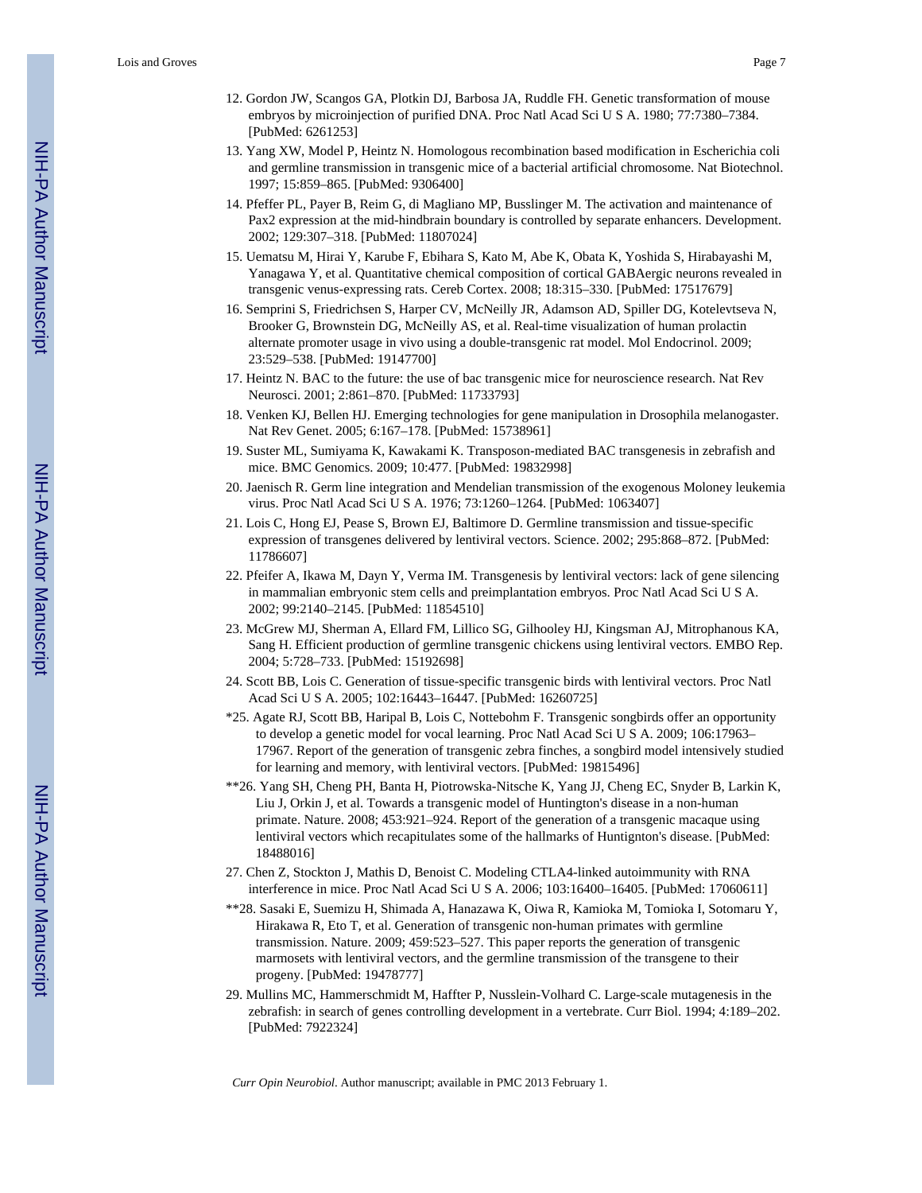12. Gordon JW, Scangos GA, Plotkin DJ, Barbosa JA, Ruddle FH. Genetic transformation of mouse embryos by microinjection of purified DNA. Proc Natl Acad Sci U S A. 1980; 77:7380–7384. [PubMed: 6261253]

13. Yang XW, Model P, Heintz N. Homologous recombination based modification in Escherichia coli and germline transmission in transgenic mice of a bacterial artificial chromosome. Nat Biotechnol. 1997; 15:859–865. [PubMed: 9306400]

14. Pfeffer PL, Payer B, Reim G, di Magliano MP, Busslinger M. The activation and maintenance of Pax2 expression at the mid-hindbrain boundary is controlled by separate enhancers. Development. 2002; 129:307–318. [PubMed: 11807024]

15. Uematsu M, Hirai Y, Karube F, Ebihara S, Kato M, Abe K, Obata K, Yoshida S, Hirabayashi M, Yanagawa Y, et al. Quantitative chemical composition of cortical GABAergic neurons revealed in transgenic venus-expressing rats. Cereb Cortex. 2008; 18:315–330. [PubMed: 17517679]

16. Semprini S, Friedrichsen S, Harper CV, McNeilly JR, Adamson AD, Spiller DG, Kotelevtseva N, Brooker G, Brownstein DG, McNeilly AS, et al. Real-time visualization of human prolactin alternate promoter usage in vivo using a double-transgenic rat model. Mol Endocrinol. 2009; 23:529–538. [PubMed: 19147700]

17. Heintz N. BAC to the future: the use of bac transgenic mice for neuroscience research. Nat Rev Neurosci. 2001; 2:861–870. [PubMed: 11733793]

18. Venken KJ, Bellen HJ. Emerging technologies for gene manipulation in Drosophila melanogaster. Nat Rev Genet. 2005; 6:167–178. [PubMed: 15738961]

19. Suster ML, Sumiyama K, Kawakami K. Transposon-mediated BAC transgenesis in zebrafish and mice. BMC Genomics. 2009; 10:477. [PubMed: 19832998]

20. Jaenisch R. Germ line integration and Mendelian transmission of the exogenous Moloney leukemia virus. Proc Natl Acad Sci U S A. 1976; 73:1260–1264. [PubMed: 1063407]

21. Lois C, Hong EJ, Pease S, Brown EJ, Baltimore D. Germline transmission and tissue-specific expression of transgenes delivered by lentiviral vectors. Science. 2002; 295:868–872. [PubMed: 11786607]

22. Pfeifer A, Ikawa M, Dayn Y, Verma IM. Transgenesis by lentiviral vectors: lack of gene silencing in mammalian embryonic stem cells and preimplantation embryos. Proc Natl Acad Sci U S A. 2002; 99:2140–2145. [PubMed: 11854510]

23. McGrew MJ, Sherman A, Ellard FM, Lillico SG, Gilhooley HJ, Kingsman AJ, Mitrophanous KA, Sang H. Efficient production of germline transgenic chickens using lentiviral vectors. EMBO Rep. 2004; 5:728–733. [PubMed: 15192698]

24. Scott BB, Lois C. Generation of tissue-specific transgenic birds with lentiviral vectors. Proc Natl Acad Sci U S A. 2005; 102:16443–16447. [PubMed: 16260725]

*25. Agate RJ, Scott BB, Haripal B, Lois C, Nottebohm F. Transgenic songbirds offer an opportunity to develop a genetic model for vocal learning. Proc Natl Acad Sci U S A. 2009; 106:17963–17967. Report of the generation of transgenic zebra finches, a songbird model intensively studied for learning and memory, with lentiviral vectors. [PubMed: 19815496]

**26. Yang SH, Cheng PH, Banta H, Piotrowska-Nitsche K, Yang JJ, Cheng EC, Snyder B, Larkin K, Liu J, Orkin J, et al. Towards a transgenic model of Huntington's disease in a non-human primate. Nature. 2008; 453:921–924. Report of the generation of a transgenic macaque using lentiviral vectors which recapitulates some of the hallmarks of Huntignton's disease. [PubMed: 18488016]

27. Chen Z, Stockton J, Mathis D, Benoist C. Modeling CTLA4-linked autoimmunity with RNA interference in mice. Proc Natl Acad Sci U S A. 2006; 103:16400–16405. [PubMed: 17060611]

**28. Sasaki E, Suemizu H, Shimada A, Hanazawa K, Oiwa R, Kamioka M, Tomioka I, Sotomaru Y, Hirakawa R, Eto T, et al. Generation of transgenic non-human primates with germline transmission. Nature. 2009; 459:523–527. This paper reports the generation of transgenic marmosets with lentiviral vectors, and the germline transmission of the transgene to their progeny. [PubMed: 19478777]

29. Mullins MC, Hammerschmidt M, Haffter P, Nusslein-Volhard C. Large-scale mutagenesis in the zebrafish: in search of genes controlling development in a vertebrate. Curr Biol. 1994; 4:189–202. [PubMed: 7922324]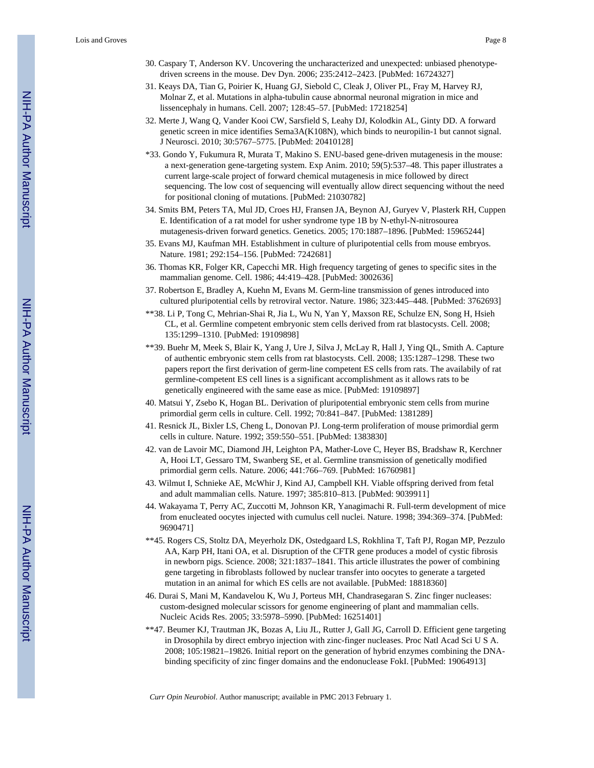30. Caspary T, Anderson KV. Uncovering the uncharacterized and unexpected: unbiased phenotype-driven screens in the mouse. Dev Dyn. 2006; 235:2412–2423. [PubMed: 16724327]

31. Keays DA, Tian G, Poirier K, Huang GJ, Siebold C, Cleak J, Oliver PL, Fray M, Harvey RJ, Molnar Z, et al. Mutations in alpha-tubulin cause abnormal neuronal migration in mice and lissencephaly in humans. Cell. 2007; 128:45–57. [PubMed: 17218254]

32. Merte J, Wang Q, Vander Kooi CW, Sarsfield S, Leahy DJ, Kolodkin AL, Ginty DD. A forward genetic screen in mice identifies Sema3A(K108N), which binds to neuropilin-1 but cannot signal. J Neurosci. 2010; 30:5767–5775. [PubMed: 20410128]

*33. Gondo Y, Fukumura R, Murata T, Makino S. ENU-based gene-driven mutagenesis in the mouse: a next-generation gene-targeting system. Exp Anim. 2010; 59(5):537–48. This paper illustrates a current large-scale project of forward chemical mutagenesis in mice followed by direct sequencing. The low cost of sequencing will eventually allow direct sequencing without the need for positional cloning of mutations. [PubMed: 21030782]

34. Smits BM, Peters TA, Mul JD, Croes HJ, Fransen JA, Beynon AJ, Guryev V, Plasterk RH, Cuppen E. Identification of a rat model for usher syndrome type 1B by N-ethyl-N-nitrosourea mutagenesis-driven forward genetics. Genetics. 2005; 170:1887–1896. [PubMed: 15965244]

35. Evans MJ, Kaufman MH. Establishment in culture of pluripotential cells from mouse embryos. Nature. 1981; 292:154–156. [PubMed: 7242681]

36. Thomas KR, Folger KR, Capecchi MR. High frequency targeting of genes to specific sites in the mammalian genome. Cell. 1986; 44:419–428. [PubMed: 3002636]

37. Robertson E, Bradley A, Kuehn M, Evans M. Germ-line transmission of genes introduced into cultured pluripotential cells by retroviral vector. Nature. 1986; 323:445–448. [PubMed: 3762693]

**38. Li P, Tong C, Mehrian-Shai R, Jia L, Wu N, Yan Y, Maxson RE, Schulze EN, Song H, Hsieh CL, et al. Germline competent embryonic stem cells derived from rat blastocysts. Cell. 2008; 135:1299–1310. [PubMed: 19109898]

**39. Buehr M, Meek S, Blair K, Yang J, Ure J, Silva J, McLay R, Hall J, Ying QL, Smith A. Capture of authentic embryonic stem cells from rat blastocysts. Cell. 2008; 135:1287–1298. These two papers report the first derivation of germ-line competent ES cells from rats. The availabily of rat germline-competent ES cell lines is a significant accomplishment as it allows rats to be genetically engineered with the same ease as mice. [PubMed: 19109897]

40. Matsui Y, Zsebo K, Hogan BL. Derivation of pluripotential embryonic stem cells from murine primordial germ cells in culture. Cell. 1992; 70:841–847. [PubMed: 1381289]

41. Resnick JL, Bixler LS, Cheng L, Donovan PJ. Long-term proliferation of mouse primordial germ cells in culture. Nature. 1992; 359:550–551. [PubMed: 1383830]

42. van de Lavoir MC, Diamond JH, Leighton PA, Mather-Love C, Heyer BS, Bradshaw R, Kerchner A, Hooi LT, Gessaro TM, Swanberg SE, et al. Germline transmission of genetically modified primordial germ cells. Nature. 2006; 441:766–769. [PubMed: 16760981]

43. Wilmut I, Schnieke AE, McWhir J, Kind AJ, Campbell KH. Viable offspring derived from fetal and adult mammalian cells. Nature. 1997; 385:810–813. [PubMed: 9039911]

44. Wakayama T, Perry AC, Zuccotti M, Johnson KR, Yanagimachi R. Full-term development of mice from enucleated oocytes injected with cumulus cell nuclei. Nature. 1998; 394:369–374. [PubMed: 9690471]

**45. Rogers CS, Stoltz DA, Meyerholz DK, Ostedgaard LS, Rokhlina T, Taft PJ, Rogan MP, Pezzulo AA, Karp PH, Itani OA, et al. Disruption of the CFTR gene produces a model of cystic fibrosis in newborn pigs. Science. 2008; 321:1837–1841. This article illustrates the power of combining gene targeting in fibroblasts followed by nuclear transfer into oocytes to generate a targeted mutation in an animal for which ES cells are not available. [PubMed: 18818360]

46. Durai S, Mani M, Kandavelou K, Wu J, Porteus MH, Chandrasegaran S. Zinc finger nucleases: custom-designed molecular scissors for genome engineering of plant and mammalian cells. Nucleic Acids Res. 2005; 33:5978–5990. [PubMed: 16251401]

**47. Beumer KJ, Trautman JK, Bozas A, Liu JL, Rutter J, Gall JG, Carroll D. Efficient gene targeting in Drosophila by direct embryo injection with zinc-finger nucleases. Proc Natl Acad Sci U S A. 2008; 105:19821–19826. Initial report on the generation of hybrid enzymes combining the DNA-binding specificity of zinc finger domains and the endonuclease FokI. [PubMed: 19064913]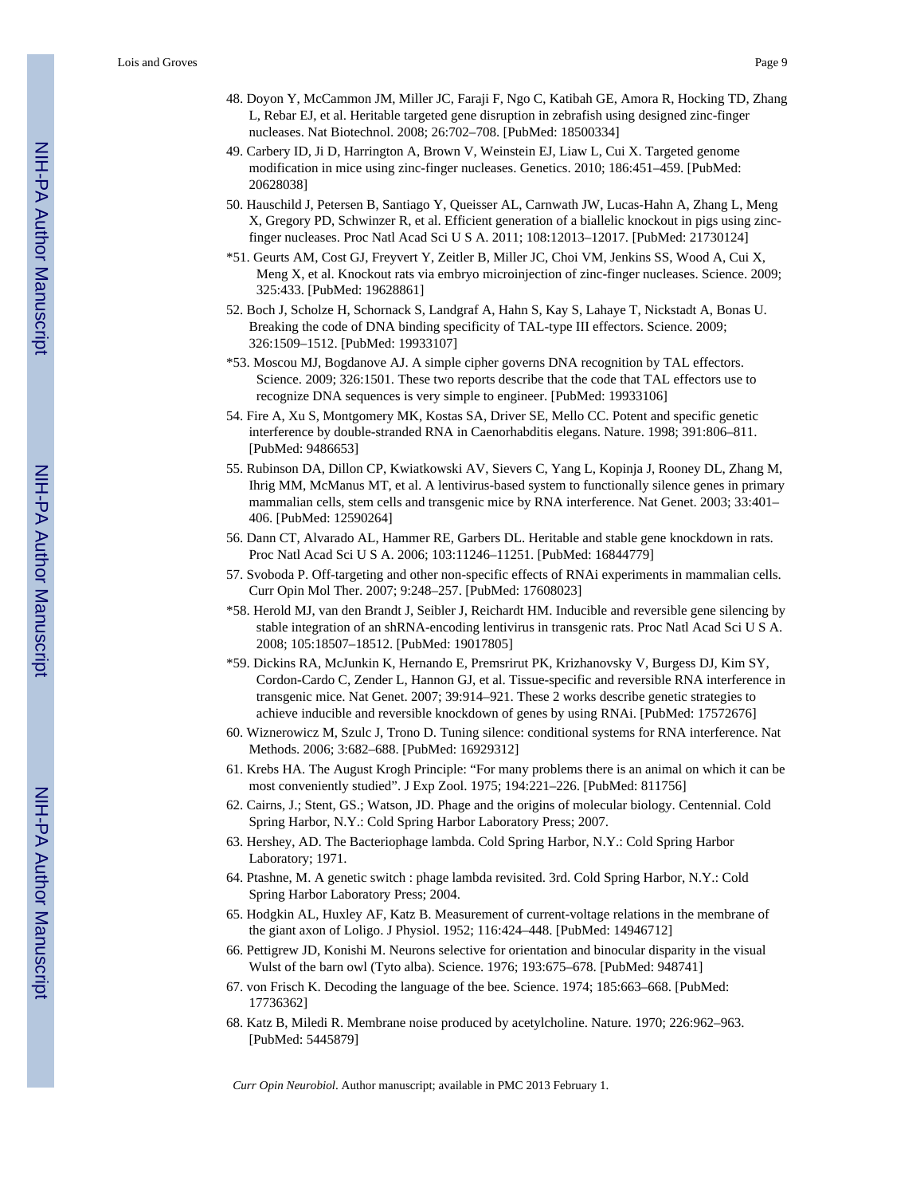48. Doyon Y, McCammon JM, Miller JC, Faraji F, Ngo C, Katibah GE, Amora R, Hocking TD, Zhang L, Rebar EJ, et al. Heritable targeted gene disruption in zebrafish using designed zinc-finger nucleases. Nat Biotechnol. 2008; 26:702–708. [PubMed: 18500334]

49. Carbery ID, Ji D, Harrington A, Brown V, Weinstein EJ, Liaw L, Cui X. Targeted genome modification in mice using zinc-finger nucleases. Genetics. 2010; 186:451–459. [PubMed: 20628038]

50. Hauschild J, Petersen B, Santiago Y, Queisser AL, Carnwath JW, Lucas-Hahn A, Zhang L, Meng X, Gregory PD, Schwinzer R, et al. Efficient generation of a biallelic knockout in pigs using zinc-finger nucleases. Proc Natl Acad Sci U S A. 2011; 108:12013–12017. [PubMed: 21730124]

*51. Geurts AM, Cost GJ, Freyvert Y, Zeitler B, Miller JC, Choi VM, Jenkins SS, Wood A, Cui X, Meng X, et al. Knockout rats via embryo microinjection of zinc-finger nucleases. Science. 2009; 325:433. [PubMed: 19628861]

52. Boch J, Scholze H, Schornack S, Landgraf A, Hahn S, Kay S, Lahaye T, Nickstadt A, Bonas U. Breaking the code of DNA binding specificity of TAL-type III effectors. Science. 2009; 326:1509–1512. [PubMed: 19933107]

*53. Moscou MJ, Bogdanove AJ. A simple cipher governs DNA recognition by TAL effectors. Science. 2009; 326:1501. These two reports describe that the code that TAL effectors use to recognize DNA sequences is very simple to engineer. [PubMed: 19933106]

54. Fire A, Xu S, Montgomery MK, Kostas SA, Driver SE, Mello CC. Potent and specific genetic interference by double-stranded RNA in Caenorhabditis elegans. Nature. 1998; 391:806–811. [PubMed: 9486653]

55. Rubinson DA, Dillon CP, Kwiatkowski AV, Sievers C, Yang L, Kopinja J, Rooney DL, Zhang M, Ihrig MM, McManus MT, et al. A lentivirus-based system to functionally silence genes in primary mammalian cells, stem cells and transgenic mice by RNA interference. Nat Genet. 2003; 33:401–406. [PubMed: 12590264]

56. Dann CT, Alvarado AL, Hammer RE, Garbers DL. Heritable and stable gene knockdown in rats. Proc Natl Acad Sci U S A. 2006; 103:11246–11251. [PubMed: 16844779]

57. Svoboda P. Off-targeting and other non-specific effects of RNAi experiments in mammalian cells. Curr Opin Mol Ther. 2007; 9:248–257. [PubMed: 17608023]

*58. Herold MJ, van den Brandt J, Seibler J, Reichardt HM. Inducible and reversible gene silencing by stable integration of an shRNA-encoding lentivirus in transgenic rats. Proc Natl Acad Sci U S A. 2008; 105:18507–18512. [PubMed: 19017805]

*59. Dickins RA, McJunkin K, Hernando E, Premsrirut PK, Krizhanovsky V, Burgess DJ, Kim SY, Cordon-Cardo C, Zender L, Hannon GJ, et al. Tissue-specific and reversible RNA interference in transgenic mice. Nat Genet. 2007; 39:914–921. These 2 works describe genetic strategies to achieve inducible and reversible knockdown of genes by using RNAi. [PubMed: 17572676]

60. Wiznerowicz M, Szulc J, Trono D. Tuning silence: conditional systems for RNA interference. Nat Methods. 2006; 3:682–688. [PubMed: 16929312]

61. Krebs HA. The August Krogh Principle: “For many problems there is an animal on which it can be most conveniently studied”. J Exp Zool. 1975; 194:221–226. [PubMed: 811756]

62. Cairns, J.; Stent, GS.; Watson, JD. Phage and the origins of molecular biology. Centennial. Cold Spring Harbor, N.Y.: Cold Spring Harbor Laboratory Press; 2007.

63. Hershey, AD. The Bacteriophage lambda. Cold Spring Harbor, N.Y.: Cold Spring Harbor Laboratory; 1971.

64. Ptashne, M. A genetic switch : phage lambda revisited. 3rd. Cold Spring Harbor, N.Y.: Cold Spring Harbor Laboratory Press; 2004.

65. Hodgkin AL, Huxley AF, Katz B. Measurement of current-voltage relations in the membrane of the giant axon of Loligo. J Physiol. 1952; 116:424–448. [PubMed: 14946712]

66. Pettigrew JD, Konishi M. Neurons selective for orientation and binocular disparity in the visual Wulst of the barn owl (Tyto alba). Science. 1976; 193:675–678. [PubMed: 948741]

67. von Frisch K. Decoding the language of the bee. Science. 1974; 185:663–668. [PubMed: 17736362]

68. Katz B, Miledi R. Membrane noise produced by acetylcholine. Nature. 1970; 226:962–963. [PubMed: 5445879]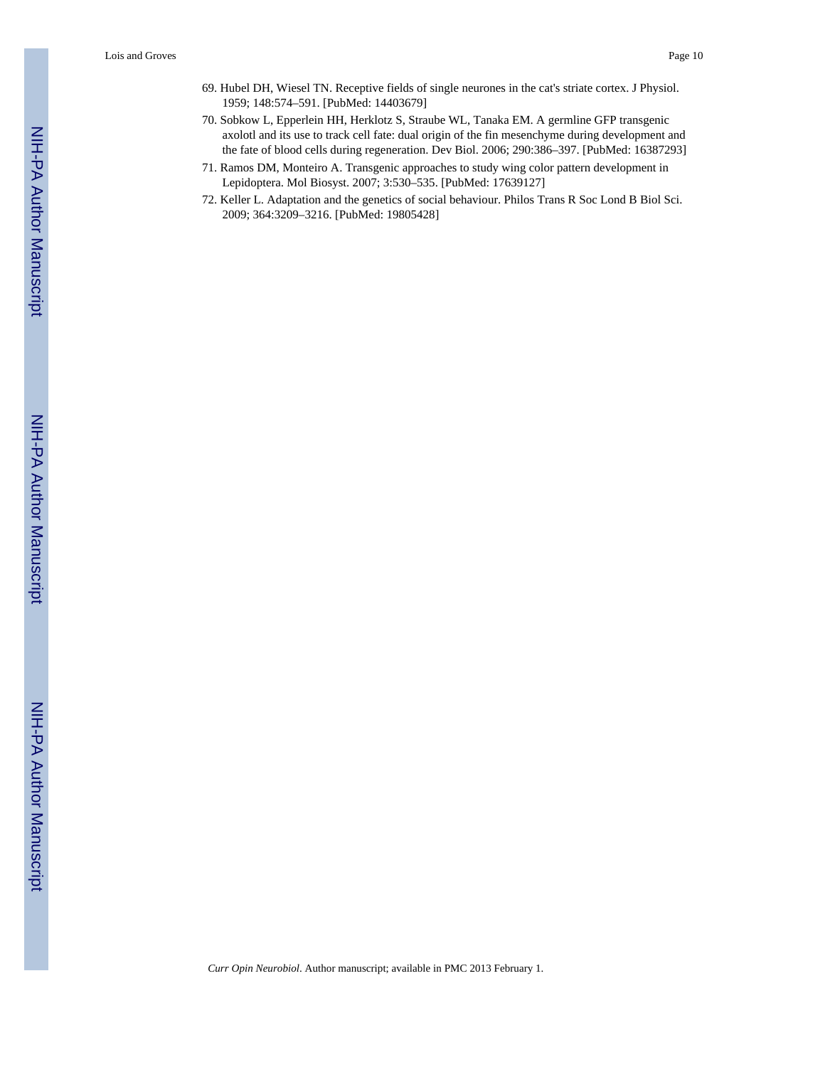69. Hubel DH, Wiesel TN. Receptive fields of single neurones in the cat's striate cortex. J Physiol. 1959; 148:574–591. [PubMed: 14403679]
70. Sobkow L, Epperlein HH, Herklotz S, Straube WL, Tanaka EM. A germline GFP transgenic axolotl and its use to track cell fate: dual origin of the fin mesenchyme during development and the fate of blood cells during regeneration. Dev Biol. 2006; 290:386–397. [PubMed: 16387293]
71. Ramos DM, Monteiro A. Transgenic approaches to study wing color pattern development in Lepidoptera. Mol Biosyst. 2007; 3:530–535. [PubMed: 17639127]
72. Keller L. Adaptation and the genetics of social behaviour. Philos Trans R Soc Lond B Biol Sci. 2009; 364:3209–3216. [PubMed: 19805428]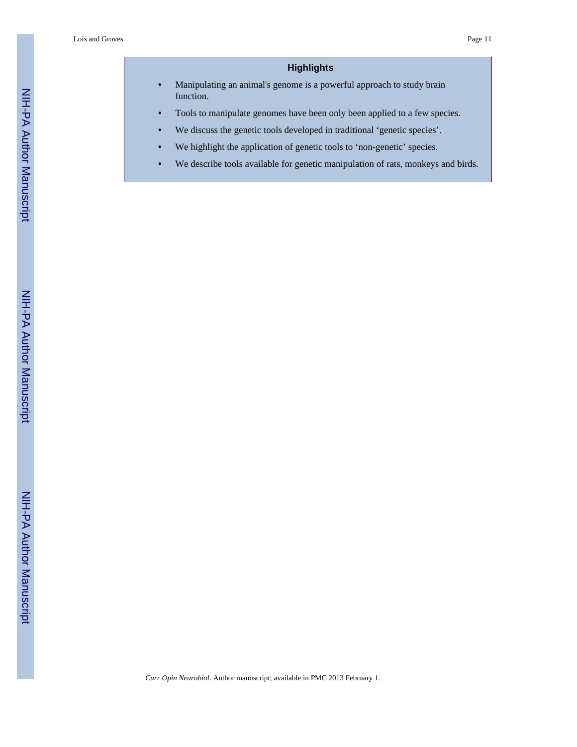## Highlights

- Manipulating an animal's genome is a powerful approach to study brain function.
- Tools to manipulate genomes have been only been applied to a few species.
- We discuss the genetic tools developed in traditional 'genetic species'.
- We highlight the application of genetic tools to 'non-genetic' species.
- We describe tools available for genetic manipulation of rats, monkeys and birds.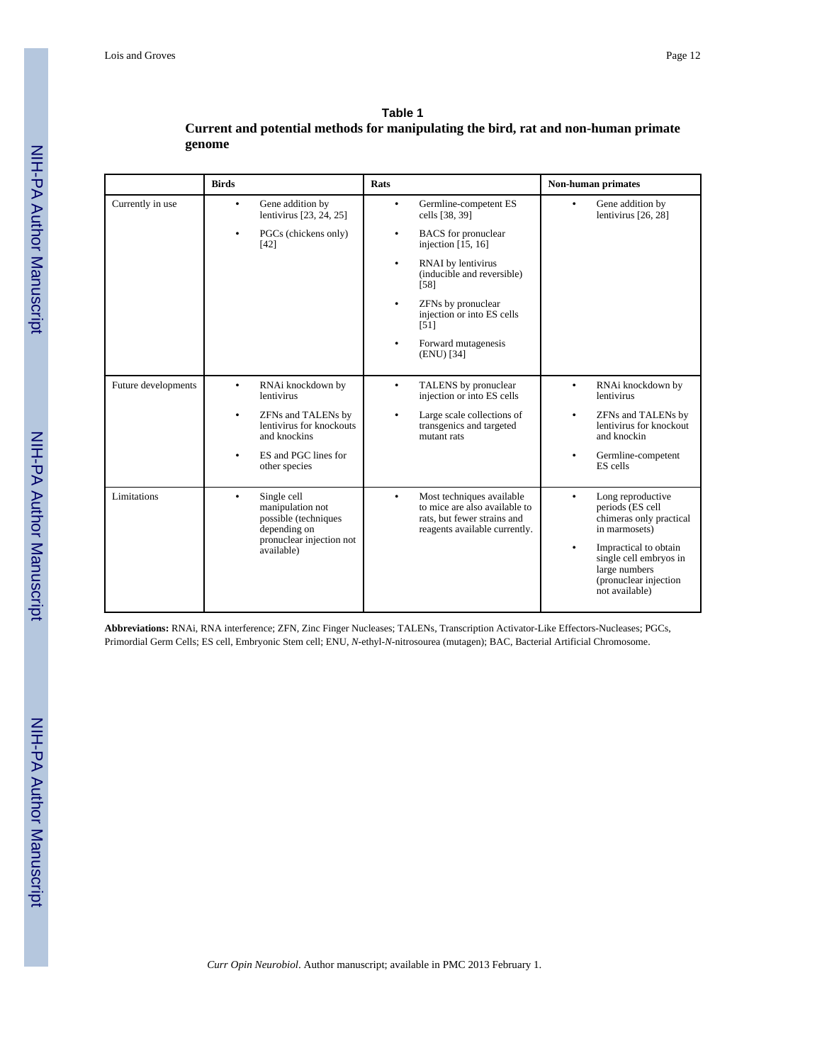**Table 1**

**Current and potential methods for manipulating the bird, rat and non-human primate genome**

| | Birds | Rats | Non-human primates |
|---|---|---|---|
| Currently in use | • Gene addition by lentivirus [23, 24, 25]<br>• PGCs (chickens only) [42] | • Germline-competent ES cells [38, 39]<br>• BACS for pronuclear injection [15, 16]<br>• RNAI by lentivirus (inducible and reversible) [58]<br>• ZFNs by pronuclear injection or into ES cells [51]<br>• Forward mutagenesis (ENU) [34] | • Gene addition by lentivirus [26, 28] |
| Future developments | • RNAi knockdown by lentivirus<br>• ZFNs and TALENs by lentivirus for knockouts and knockins<br>• ES and PGC lines for other species | • TALENS by pronuclear injection or into ES cells<br>• Large scale collections of transgenics and targeted mutant rats | • RNAi knockdown by lentivirus<br>• ZFNs and TALENs by lentivirus for knockout and knockin<br>• Germline-competent ES cells |
| Limitations | • Single cell manipulation not possible (techniques depending on pronuclear injection not available) | • Most techniques available to mice are also available to rats, but fewer strains and reagents available currently. | • Long reproductive periods (ES cell chimeras only practical in marmosets)<br>• Impractical to obtain single cell embryos in large numbers (pronuclear injection not available) |

**Abbreviations:** RNAi, RNA interference; ZFN, Zinc Finger Nucleases; TALENs, Transcription Activator-Like Effectors-Nucleases; PGCs, Primordial Germ Cells; ES cell, Embryonic Stem cell; ENU, *N*-ethyl-*N*-nitrosourea (mutagen); BAC, Bacterial Artificial Chromosome.